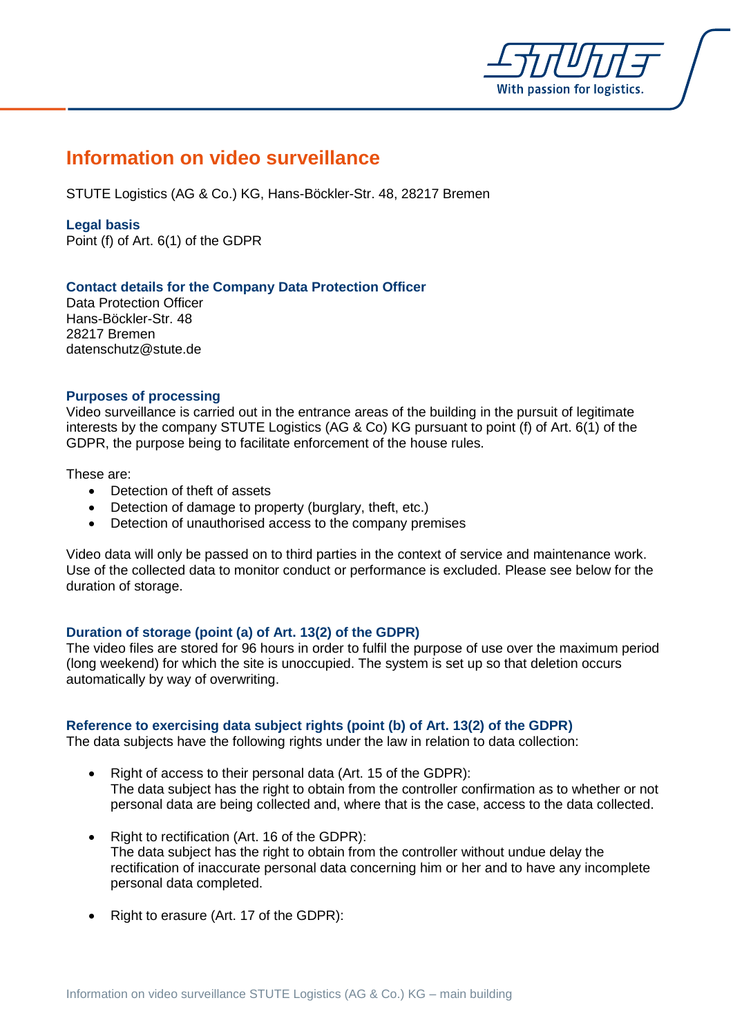# Information on video surveillance

STUTE Logistics (AG & Co.) KG, Hans-Böckler-Str. 48, 28217 Bremen

## Legal basis

Point (f) of Art. 6(1) of the GDPR

## Contact details for the Company Data Protection Officer

Data Protection Officer
Hans-Böckler-Str. 48
28217 Bremen
datenschutz@stute.de

## Purposes of processing

Video surveillance is carried out in the entrance areas of the building in the pursuit of legitimate interests by the company STUTE Logistics (AG & Co) KG pursuant to point (f) of Art. 6(1) of the GDPR, the purpose being to facilitate enforcement of the house rules.

These are:

- Detection of theft of assets
- Detection of damage to property (burglary, theft, etc.)
- Detection of unauthorised access to the company premises

Video data will only be passed on to third parties in the context of service and maintenance work. Use of the collected data to monitor conduct or performance is excluded. Please see below for the duration of storage.

## Duration of storage (point (a) of Art. 13(2) of the GDPR)

The video files are stored for 96 hours in order to fulfil the purpose of use over the maximum period (long weekend) for which the site is unoccupied. The system is set up so that deletion occurs automatically by way of overwriting.

## Reference to exercising data subject rights (point (b) of Art. 13(2) of the GDPR)

The data subjects have the following rights under the law in relation to data collection:

- Right of access to their personal data (Art. 15 of the GDPR):
  The data subject has the right to obtain from the controller confirmation as to whether or not personal data are being collected and, where that is the case, access to the data collected.

- Right to rectification (Art. 16 of the GDPR):
  The data subject has the right to obtain from the controller without undue delay the rectification of inaccurate personal data concerning him or her and to have any incomplete personal data completed.

- Right to erasure (Art. 17 of the GDPR):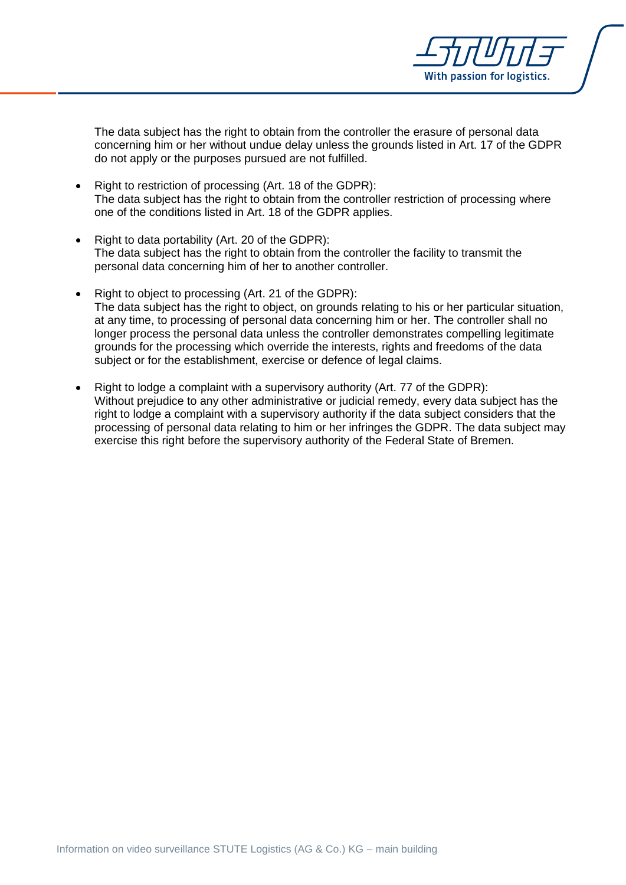The data subject has the right to obtain from the controller the erasure of personal data concerning him or her without undue delay unless the grounds listed in Art. 17 of the GDPR do not apply or the purposes pursued are not fulfilled.

- Right to restriction of processing (Art. 18 of the GDPR):
  The data subject has the right to obtain from the controller restriction of processing where one of the conditions listed in Art. 18 of the GDPR applies.

- Right to data portability (Art. 20 of the GDPR):
  The data subject has the right to obtain from the controller the facility to transmit the personal data concerning him of her to another controller.

- Right to object to processing (Art. 21 of the GDPR):
  The data subject has the right to object, on grounds relating to his or her particular situation, at any time, to processing of personal data concerning him or her. The controller shall no longer process the personal data unless the controller demonstrates compelling legitimate grounds for the processing which override the interests, rights and freedoms of the data subject or for the establishment, exercise or defence of legal claims.

- Right to lodge a complaint with a supervisory authority (Art. 77 of the GDPR):
  Without prejudice to any other administrative or judicial remedy, every data subject has the right to lodge a complaint with a supervisory authority if the data subject considers that the processing of personal data relating to him or her infringes the GDPR. The data subject may exercise this right before the supervisory authority of the Federal State of Bremen.